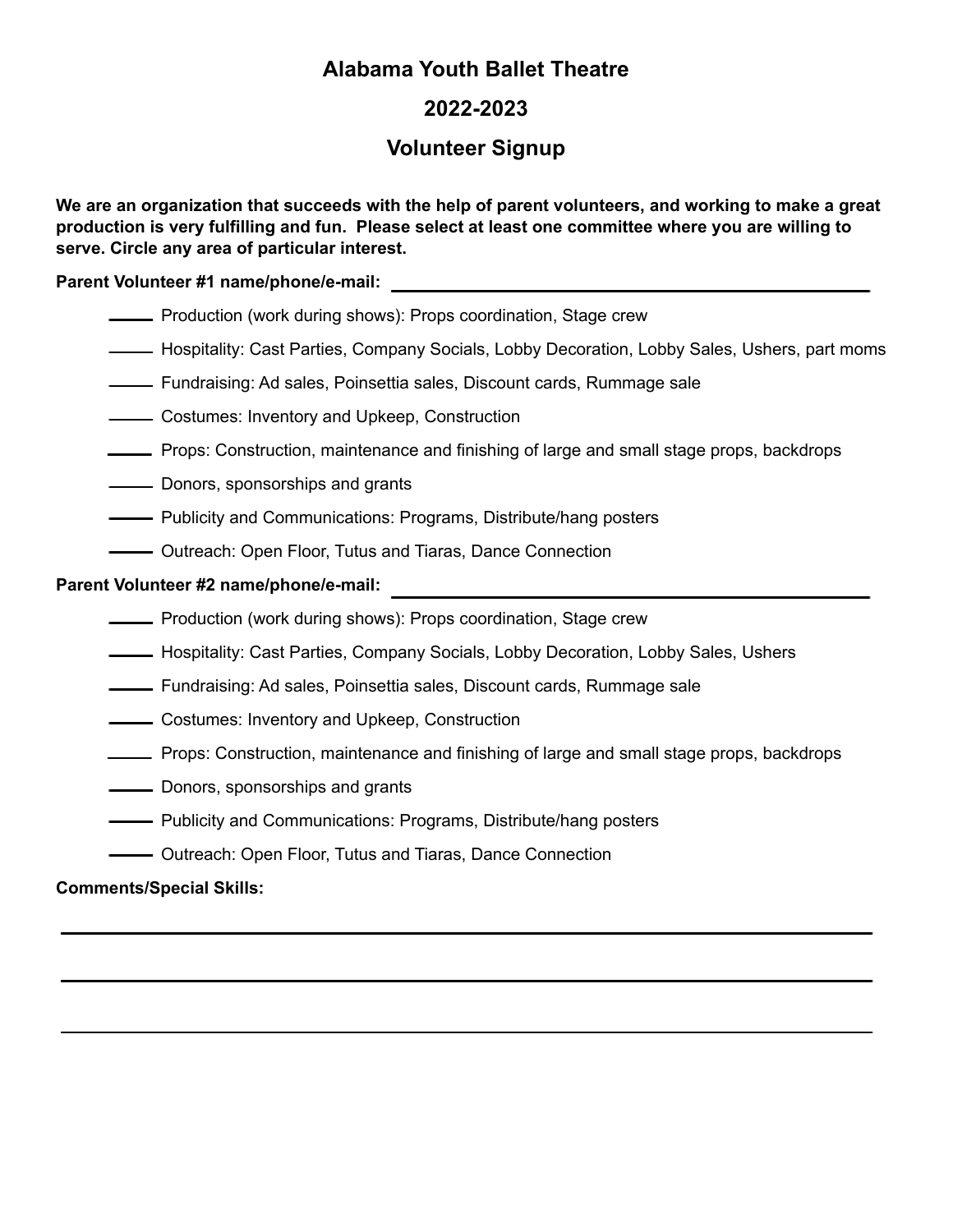# Alabama Youth Ballet Theatre

## 2022-2023

## Volunteer Signup

**We are an organization that succeeds with the help of parent volunteers, and working to make a great production is very fulfilling and fun. Please select at least one committee where you are willing to serve. Circle any area of particular interest.**

**Parent Volunteer #1 name/phone/e-mail:** ______________________________

- ____ Production (work during shows): Props coordination, Stage crew
- ____ Hospitality: Cast Parties, Company Socials, Lobby Decoration, Lobby Sales, Ushers, part moms
- ____ Fundraising: Ad sales, Poinsettia sales, Discount cards, Rummage sale
- ____ Costumes: Inventory and Upkeep, Construction
- ____ Props: Construction, maintenance and finishing of large and small stage props, backdrops
- ____ Donors, sponsorships and grants
- ____ Publicity and Communications: Programs, Distribute/hang posters
- ____ Outreach: Open Floor, Tutus and Tiaras, Dance Connection

**Parent Volunteer #2 name/phone/e-mail:** ______________________________

- ____ Production (work during shows): Props coordination, Stage crew
- ____ Hospitality: Cast Parties, Company Socials, Lobby Decoration, Lobby Sales, Ushers
- ____ Fundraising: Ad sales, Poinsettia sales, Discount cards, Rummage sale
- ____ Costumes: Inventory and Upkeep, Construction
- ____ Props: Construction, maintenance and finishing of large and small stage props, backdrops
- ____ Donors, sponsorships and grants
- ____ Publicity and Communications: Programs, Distribute/hang posters
- ____ Outreach: Open Floor, Tutus and Tiaras, Dance Connection

**Comments/Special Skills:**

______________________________________________________________________

______________________________________________________________________

______________________________________________________________________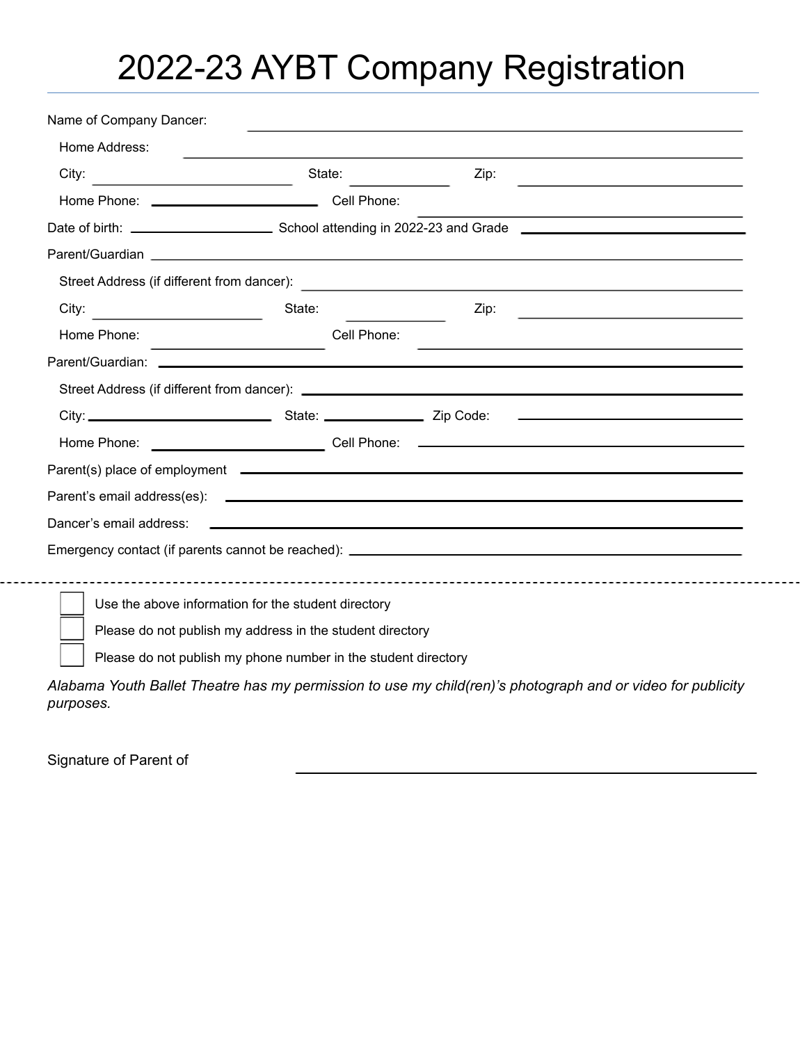# 2022-23 AYBT Company Registration

Name of Company Dancer: ______________________________

Home Address: ______________________________

City: ______________ State: ________ Zip: ______________

Home Phone: ______________ Cell Phone: ______________

Date of birth: ______________ School attending in 2022-23 and Grade ______________

Parent/Guardian ______________________________

Street Address (if different from dancer): ______________________________

City: ______________ State: ________ Zip: ______________

Home Phone: ______________ Cell Phone: ______________

Parent/Guardian: ______________________________

Street Address (if different from dancer): ______________________________

City: ______________ State: ________ Zip Code: ______________

Home Phone: ______________ Cell Phone: ______________

Parent(s) place of employment ______________________________

Parent's email address(es): ______________________________

Dancer's email address: ______________________________

Emergency contact (if parents cannot be reached): ______________________________

---

- [ ] Use the above information for the student directory
- [ ] Please do not publish my address in the student directory
- [ ] Please do not publish my phone number in the student directory

*Alabama Youth Ballet Theatre has my permission to use my child(ren)'s photograph and or video for publicity purposes.*

Signature of Parent of ______________________________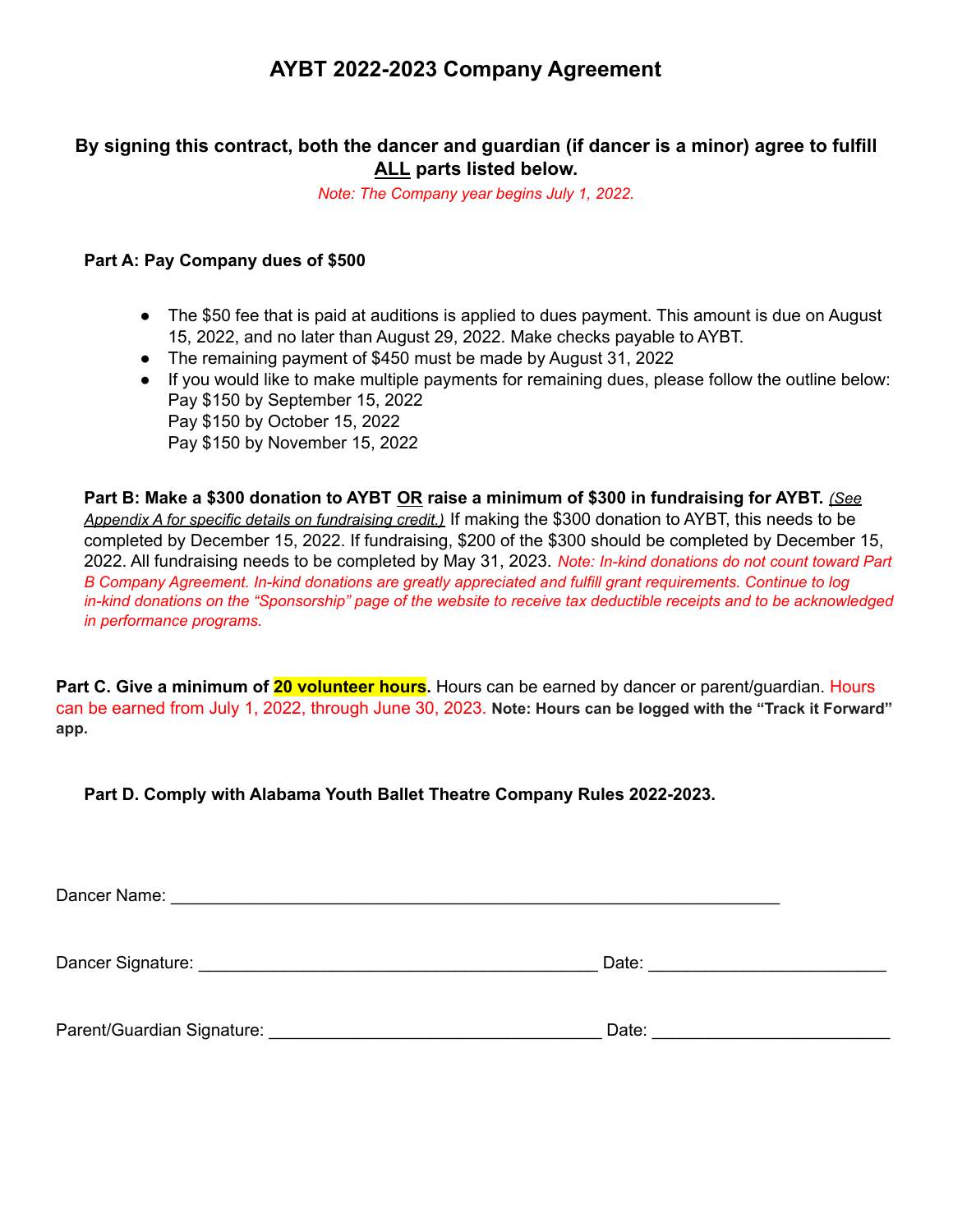# AYBT 2022-2023 Company Agreement

**By signing this contract, both the dancer and guardian (if dancer is a minor) agree to fulfill ALL parts listed below.**

*Note: The Company year begins July 1, 2022.*

**Part A: Pay Company dues of $500**

- The $50 fee that is paid at auditions is applied to dues payment. This amount is due on August 15, 2022, and no later than August 29, 2022. Make checks payable to AYBT.
- The remaining payment of $450 must be made by August 31, 2022
- If you would like to make multiple payments for remaining dues, please follow the outline below:
  Pay $150 by September 15, 2022
  Pay $150 by October 15, 2022
  Pay $150 by November 15, 2022

**Part B: Make a $300 donation to AYBT OR raise a minimum of $300 in fundraising for AYBT.** *(See Appendix A for specific details on fundraising credit.)* If making the $300 donation to AYBT, this needs to be completed by December 15, 2022. If fundraising, $200 of the $300 should be completed by December 15, 2022. All fundraising needs to be completed by May 31, 2023. *Note: In-kind donations do not count toward Part B Company Agreement. In-kind donations are greatly appreciated and fulfill grant requirements. Continue to log in-kind donations on the "Sponsorship" page of the website to receive tax deductible receipts and to be acknowledged in performance programs.*

**Part C. Give a minimum of 20 volunteer hours.** Hours can be earned by dancer or parent/guardian. Hours can be earned from July 1, 2022, through June 30, 2023. **Note: Hours can be logged with the "Track it Forward" app.**

**Part D. Comply with Alabama Youth Ballet Theatre Company Rules 2022-2023.**

Dancer Name: ______________________________________________________________

Dancer Signature: ________________________________________ Date: ________________________

Parent/Guardian Signature: __________________________________ Date: ________________________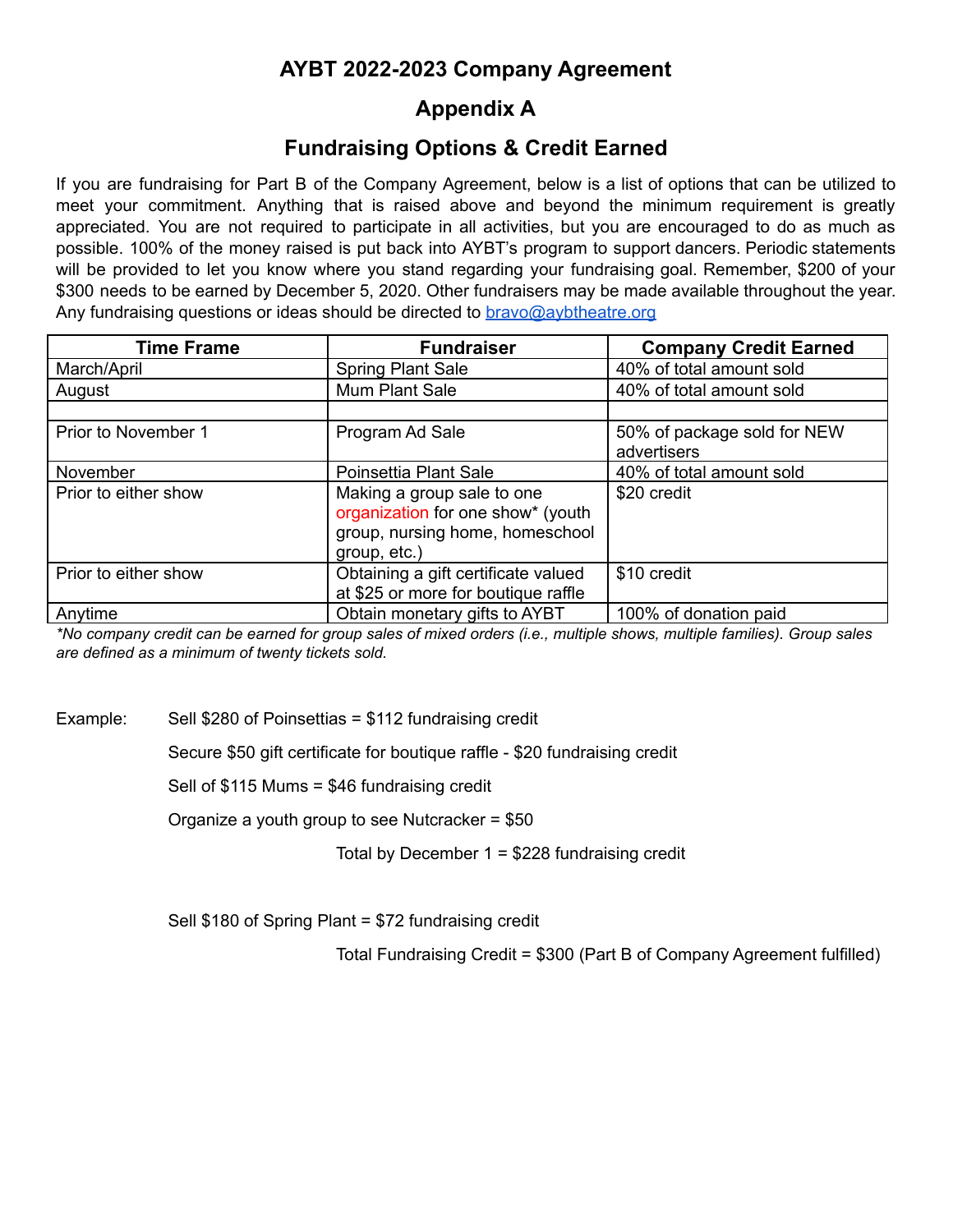# AYBT 2022-2023 Company Agreement

## Appendix A

## Fundraising Options & Credit Earned

If you are fundraising for Part B of the Company Agreement, below is a list of options that can be utilized to meet your commitment. Anything that is raised above and beyond the minimum requirement is greatly appreciated. You are not required to participate in all activities, but you are encouraged to do as much as possible. 100% of the money raised is put back into AYBT's program to support dancers. Periodic statements will be provided to let you know where you stand regarding your fundraising goal. Remember, $200 of your $300 needs to be earned by December 5, 2020. Other fundraisers may be made available throughout the year. Any fundraising questions or ideas should be directed to bravo@aybtheatre.org

| Time Frame | Fundraiser | Company Credit Earned |
|---|---|---|
| March/April | Spring Plant Sale | 40% of total amount sold |
| August | Mum Plant Sale | 40% of total amount sold |
| | | |
| Prior to November 1 | Program Ad Sale | 50% of package sold for NEW advertisers |
| November | Poinsettia Plant Sale | 40% of total amount sold |
| Prior to either show | Making a group sale to one organization for one show* (youth group, nursing home, homeschool group, etc.) | $20 credit |
| Prior to either show | Obtaining a gift certificate valued at $25 or more for boutique raffle | $10 credit |
| Anytime | Obtain monetary gifts to AYBT | 100% of donation paid |

*\*No company credit can be earned for group sales of mixed orders (i.e., multiple shows, multiple families). Group sales are defined as a minimum of twenty tickets sold.*

Example:

Sell $280 of Poinsettias = $112 fundraising credit

Secure $50 gift certificate for boutique raffle - $20 fundraising credit

Sell of $115 Mums = $46 fundraising credit

Organize a youth group to see Nutcracker = $50

Total by December 1 = $228 fundraising credit

Sell $180 of Spring Plant = $72 fundraising credit

Total Fundraising Credit = $300 (Part B of Company Agreement fulfilled)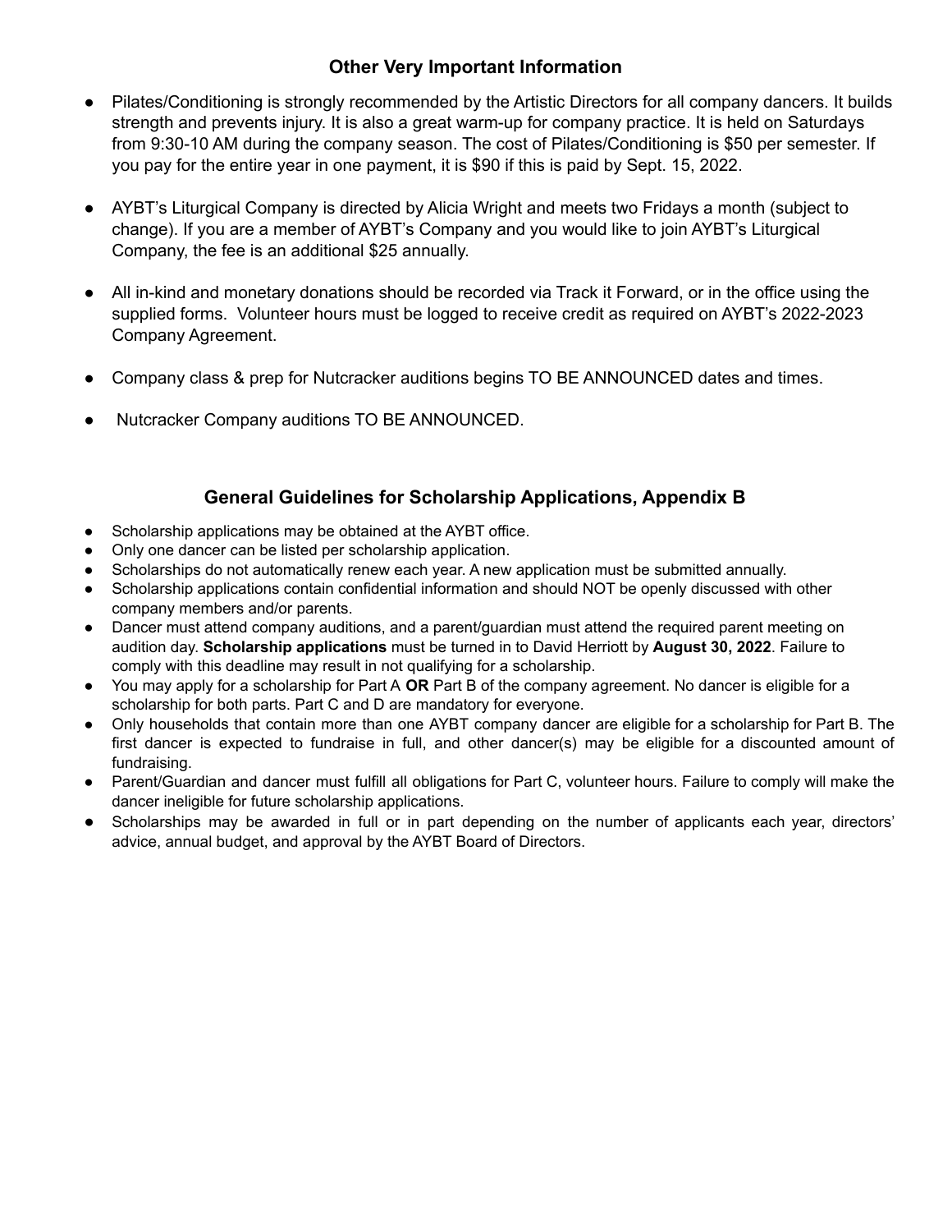## Other Very Important Information

- Pilates/Conditioning is strongly recommended by the Artistic Directors for all company dancers. It builds strength and prevents injury. It is also a great warm-up for company practice. It is held on Saturdays from 9:30-10 AM during the company season. The cost of Pilates/Conditioning is $50 per semester. If you pay for the entire year in one payment, it is $90 if this is paid by Sept. 15, 2022.

- AYBT's Liturgical Company is directed by Alicia Wright and meets two Fridays a month (subject to change). If you are a member of AYBT's Company and you would like to join AYBT's Liturgical Company, the fee is an additional $25 annually.

- All in-kind and monetary donations should be recorded via Track it Forward, or in the office using the supplied forms. Volunteer hours must be logged to receive credit as required on AYBT's 2022-2023 Company Agreement.

- Company class & prep for Nutcracker auditions begins TO BE ANNOUNCED dates and times.

- Nutcracker Company auditions TO BE ANNOUNCED.

## General Guidelines for Scholarship Applications, Appendix B

- Scholarship applications may be obtained at the AYBT office.
- Only one dancer can be listed per scholarship application.
- Scholarships do not automatically renew each year. A new application must be submitted annually.
- Scholarship applications contain confidential information and should NOT be openly discussed with other company members and/or parents.
- Dancer must attend company auditions, and a parent/guardian must attend the required parent meeting on audition day. **Scholarship applications** must be turned in to David Herriott by **August 30, 2022**. Failure to comply with this deadline may result in not qualifying for a scholarship.
- You may apply for a scholarship for Part A **OR** Part B of the company agreement. No dancer is eligible for a scholarship for both parts. Part C and D are mandatory for everyone.
- Only households that contain more than one AYBT company dancer are eligible for a scholarship for Part B. The first dancer is expected to fundraise in full, and other dancer(s) may be eligible for a discounted amount of fundraising.
- Parent/Guardian and dancer must fulfill all obligations for Part C, volunteer hours. Failure to comply will make the dancer ineligible for future scholarship applications.
- Scholarships may be awarded in full or in part depending on the number of applicants each year, directors' advice, annual budget, and approval by the AYBT Board of Directors.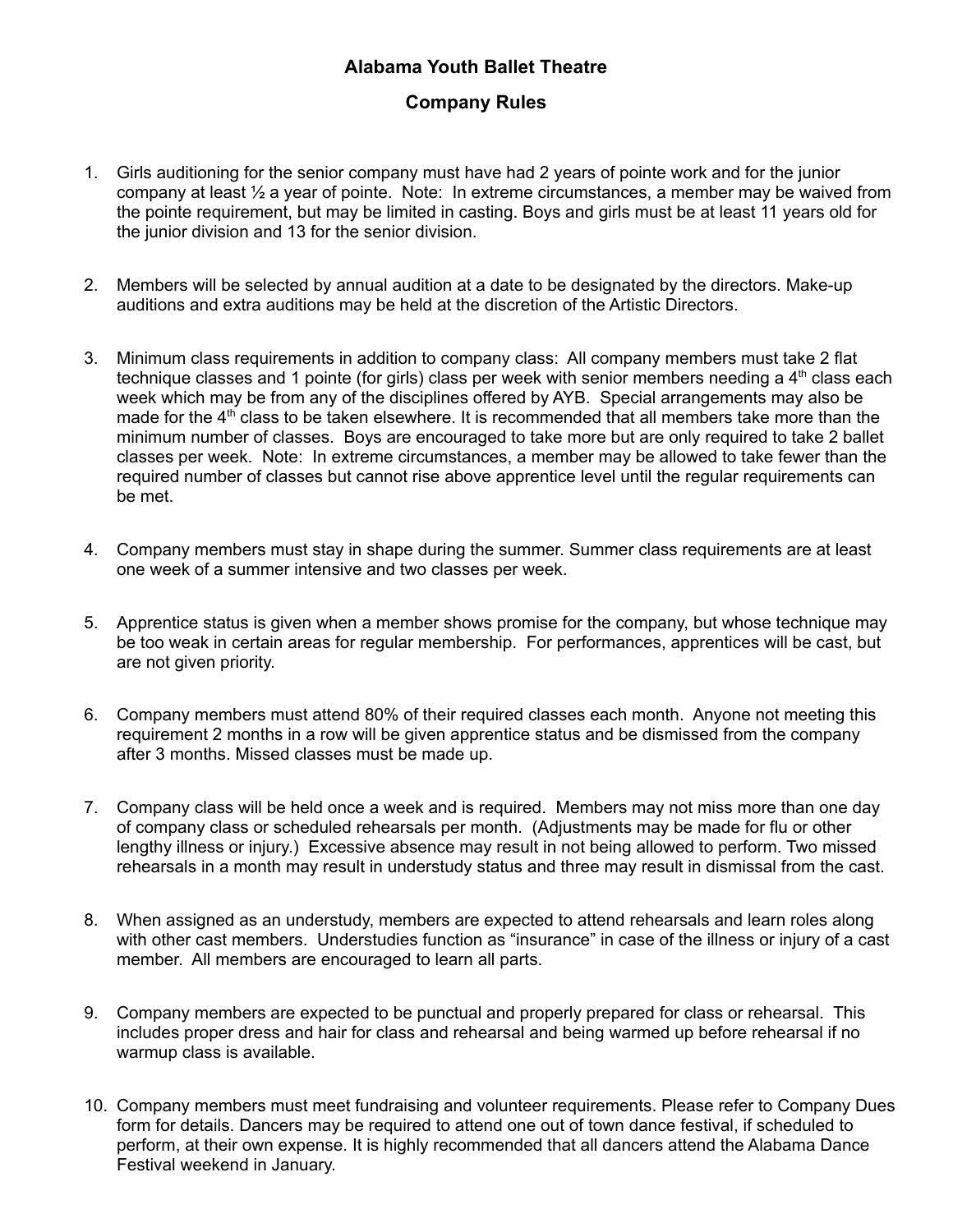# Alabama Youth Ballet Theatre

## Company Rules

1. Girls auditioning for the senior company must have had 2 years of pointe work and for the junior company at least ½ a year of pointe. Note: In extreme circumstances, a member may be waived from the pointe requirement, but may be limited in casting. Boys and girls must be at least 11 years old for the junior division and 13 for the senior division.

2. Members will be selected by annual audition at a date to be designated by the directors. Make-up auditions and extra auditions may be held at the discretion of the Artistic Directors.

3. Minimum class requirements in addition to company class: All company members must take 2 flat technique classes and 1 pointe (for girls) class per week with senior members needing a 4th class each week which may be from any of the disciplines offered by AYB. Special arrangements may also be made for the 4th class to be taken elsewhere. It is recommended that all members take more than the minimum number of classes. Boys are encouraged to take more but are only required to take 2 ballet classes per week. Note: In extreme circumstances, a member may be allowed to take fewer than the required number of classes but cannot rise above apprentice level until the regular requirements can be met.

4. Company members must stay in shape during the summer. Summer class requirements are at least one week of a summer intensive and two classes per week.

5. Apprentice status is given when a member shows promise for the company, but whose technique may be too weak in certain areas for regular membership. For performances, apprentices will be cast, but are not given priority.

6. Company members must attend 80% of their required classes each month. Anyone not meeting this requirement 2 months in a row will be given apprentice status and be dismissed from the company after 3 months. Missed classes must be made up.

7. Company class will be held once a week and is required. Members may not miss more than one day of company class or scheduled rehearsals per month. (Adjustments may be made for flu or other lengthy illness or injury.) Excessive absence may result in not being allowed to perform. Two missed rehearsals in a month may result in understudy status and three may result in dismissal from the cast.

8. When assigned as an understudy, members are expected to attend rehearsals and learn roles along with other cast members. Understudies function as "insurance" in case of the illness or injury of a cast member. All members are encouraged to learn all parts.

9. Company members are expected to be punctual and properly prepared for class or rehearsal. This includes proper dress and hair for class and rehearsal and being warmed up before rehearsal if no warmup class is available.

10. Company members must meet fundraising and volunteer requirements. Please refer to Company Dues form for details. Dancers may be required to attend one out of town dance festival, if scheduled to perform, at their own expense. It is highly recommended that all dancers attend the Alabama Dance Festival weekend in January.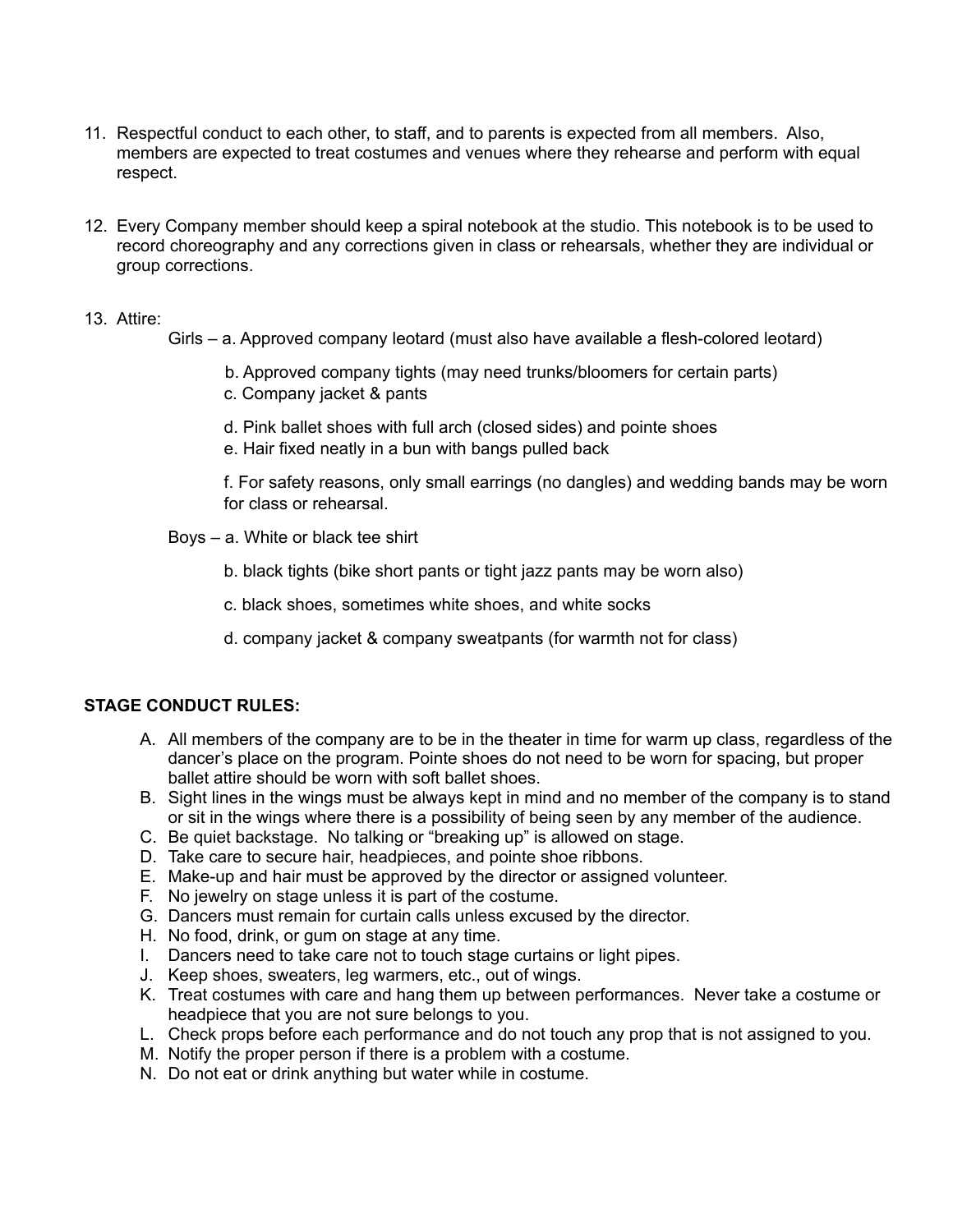11. Respectful conduct to each other, to staff, and to parents is expected from all members. Also, members are expected to treat costumes and venues where they rehearse and perform with equal respect.

12. Every Company member should keep a spiral notebook at the studio. This notebook is to be used to record choreography and any corrections given in class or rehearsals, whether they are individual or group corrections.

13. Attire:

    Girls – a. Approved company leotard (must also have available a flesh-colored leotard)

    b. Approved company tights (may need trunks/bloomers for certain parts)
    c. Company jacket & pants

    d. Pink ballet shoes with full arch (closed sides) and pointe shoes
    e. Hair fixed neatly in a bun with bangs pulled back

    f. For safety reasons, only small earrings (no dangles) and wedding bands may be worn for class or rehearsal.

    Boys – a. White or black tee shirt

    b. black tights (bike short pants or tight jazz pants may be worn also)

    c. black shoes, sometimes white shoes, and white socks

    d. company jacket & company sweatpants (for warmth not for class)

**STAGE CONDUCT RULES:**

A. All members of the company are to be in the theater in time for warm up class, regardless of the dancer's place on the program. Pointe shoes do not need to be worn for spacing, but proper ballet attire should be worn with soft ballet shoes.
B. Sight lines in the wings must be always kept in mind and no member of the company is to stand or sit in the wings where there is a possibility of being seen by any member of the audience.
C. Be quiet backstage. No talking or "breaking up" is allowed on stage.
D. Take care to secure hair, headpieces, and pointe shoe ribbons.
E. Make-up and hair must be approved by the director or assigned volunteer.
F. No jewelry on stage unless it is part of the costume.
G. Dancers must remain for curtain calls unless excused by the director.
H. No food, drink, or gum on stage at any time.
I. Dancers need to take care not to touch stage curtains or light pipes.
J. Keep shoes, sweaters, leg warmers, etc., out of wings.
K. Treat costumes with care and hang them up between performances. Never take a costume or headpiece that you are not sure belongs to you.
L. Check props before each performance and do not touch any prop that is not assigned to you.
M. Notify the proper person if there is a problem with a costume.
N. Do not eat or drink anything but water while in costume.